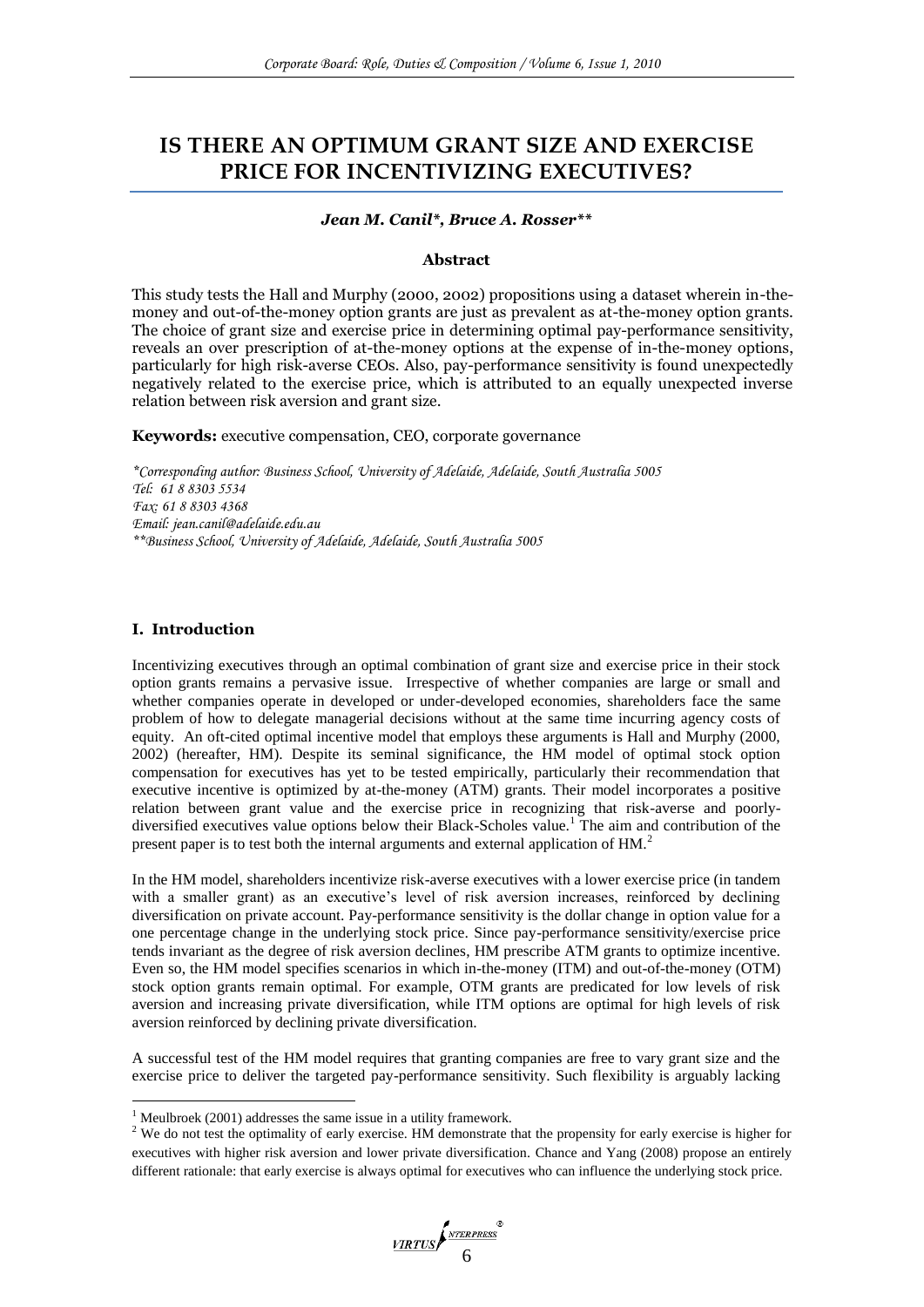# IS THERE AN OPTIMUM GRANT SIZE AND EXERCISE PRICE FOR INCENTIVIZING EXECUTIVES?

***Jean M. Canil\*, Bruce A. Rosser\*\****

### Abstract

This study tests the Hall and Murphy (2000, 2002) propositions using a dataset wherein in-the-money and out-of-the-money option grants are just as prevalent as at-the-money option grants. The choice of grant size and exercise price in determining optimal pay-performance sensitivity, reveals an over prescription of at-the-money options at the expense of in-the-money options, particularly for high risk-averse CEOs. Also, pay-performance sensitivity is found unexpectedly negatively related to the exercise price, which is attributed to an equally unexpected inverse relation between risk aversion and grant size.

**Keywords:** executive compensation, CEO, corporate governance

*\*Corresponding author: Business School, University of Adelaide, Adelaide, South Australia 5005*
*Tel: 61 8 8303 5534*
*Fax: 61 8 8303 4368*
*Email: jean.canil@adelaide.edu.au*
*\*\*Business School, University of Adelaide, Adelaide, South Australia 5005*

## I. Introduction

Incentivizing executives through an optimal combination of grant size and exercise price in their stock option grants remains a pervasive issue. Irrespective of whether companies are large or small and whether companies operate in developed or under-developed economies, shareholders face the same problem of how to delegate managerial decisions without at the same time incurring agency costs of equity. An oft-cited optimal incentive model that employs these arguments is Hall and Murphy (2000, 2002) (hereafter, HM). Despite its seminal significance, the HM model of optimal stock option compensation for executives has yet to be tested empirically, particularly their recommendation that executive incentive is optimized by at-the-money (ATM) grants. Their model incorporates a positive relation between grant value and the exercise price in recognizing that risk-averse and poorly-diversified executives value options below their Black-Scholes value.[1] The aim and contribution of the present paper is to test both the internal arguments and external application of HM.[2]

In the HM model, shareholders incentivize risk-averse executives with a lower exercise price (in tandem with a smaller grant) as an executive's level of risk aversion increases, reinforced by declining diversification on private account. Pay-performance sensitivity is the dollar change in option value for a one percentage change in the underlying stock price. Since pay-performance sensitivity/exercise price tends invariant as the degree of risk aversion declines, HM prescribe ATM grants to optimize incentive. Even so, the HM model specifies scenarios in which in-the-money (ITM) and out-of-the-money (OTM) stock option grants remain optimal. For example, OTM grants are predicated for low levels of risk aversion and increasing private diversification, while ITM options are optimal for high levels of risk aversion reinforced by declining private diversification.

A successful test of the HM model requires that granting companies are free to vary grant size and the exercise price to deliver the targeted pay-performance sensitivity. Such flexibility is arguably lacking

---

[1] Meulbroek (2001) addresses the same issue in a utility framework.

[2] We do not test the optimality of early exercise. HM demonstrate that the propensity for early exercise is higher for executives with higher risk aversion and lower private diversification. Chance and Yang (2008) propose an entirely different rationale: that early exercise is always optimal for executives who can influence the underlying stock price.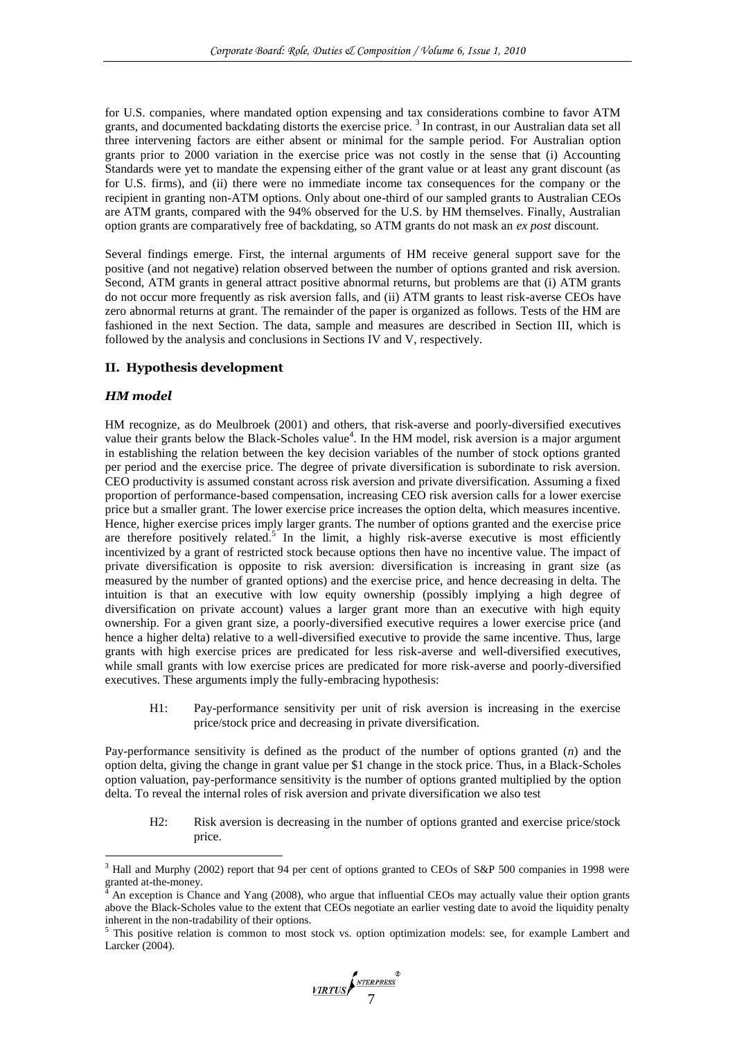for U.S. companies, where mandated option expensing and tax considerations combine to favor ATM grants, and documented backdating distorts the exercise price. [3] In contrast, in our Australian data set all three intervening factors are either absent or minimal for the sample period. For Australian option grants prior to 2000 variation in the exercise price was not costly in the sense that (i) Accounting Standards were yet to mandate the expensing either of the grant value or at least any grant discount (as for U.S. firms), and (ii) there were no immediate income tax consequences for the company or the recipient in granting non-ATM options. Only about one-third of our sampled grants to Australian CEOs are ATM grants, compared with the 94% observed for the U.S. by HM themselves. Finally, Australian option grants are comparatively free of backdating, so ATM grants do not mask an *ex post* discount.

Several findings emerge. First, the internal arguments of HM receive general support save for the positive (and not negative) relation observed between the number of options granted and risk aversion. Second, ATM grants in general attract positive abnormal returns, but problems are that (i) ATM grants do not occur more frequently as risk aversion falls, and (ii) ATM grants to least risk-averse CEOs have zero abnormal returns at grant. The remainder of the paper is organized as follows. Tests of the HM are fashioned in the next Section. The data, sample and measures are described in Section III, which is followed by the analysis and conclusions in Sections IV and V, respectively.

## II. Hypothesis development

### *HM model*

HM recognize, as do Meulbroek (2001) and others, that risk-averse and poorly-diversified executives value their grants below the Black-Scholes value[4]. In the HM model, risk aversion is a major argument in establishing the relation between the key decision variables of the number of stock options granted per period and the exercise price. The degree of private diversification is subordinate to risk aversion. CEO productivity is assumed constant across risk aversion and private diversification. Assuming a fixed proportion of performance-based compensation, increasing CEO risk aversion calls for a lower exercise price but a smaller grant. The lower exercise price increases the option delta, which measures incentive. Hence, higher exercise prices imply larger grants. The number of options granted and the exercise price are therefore positively related.[5] In the limit, a highly risk-averse executive is most efficiently incentivized by a grant of restricted stock because options then have no incentive value. The impact of private diversification is opposite to risk aversion: diversification is increasing in grant size (as measured by the number of granted options) and the exercise price, and hence decreasing in delta. The intuition is that an executive with low equity ownership (possibly implying a high degree of diversification on private account) values a larger grant more than an executive with high equity ownership. For a given grant size, a poorly-diversified executive requires a lower exercise price (and hence a higher delta) relative to a well-diversified executive to provide the same incentive. Thus, large grants with high exercise prices are predicated for less risk-averse and well-diversified executives, while small grants with low exercise prices are predicated for more risk-averse and poorly-diversified executives. These arguments imply the fully-embracing hypothesis:

> H1: Pay-performance sensitivity per unit of risk aversion is increasing in the exercise price/stock price and decreasing in private diversification.

Pay-performance sensitivity is defined as the product of the number of options granted ($n$) and the option delta, giving the change in grant value per \$1 change in the stock price. Thus, in a Black-Scholes option valuation, pay-performance sensitivity is the number of options granted multiplied by the option delta. To reveal the internal roles of risk aversion and private diversification we also test

> H2: Risk aversion is decreasing in the number of options granted and exercise price/stock price.

---

[3] Hall and Murphy (2002) report that 94 per cent of options granted to CEOs of S&P 500 companies in 1998 were granted at-the-money.

[4] An exception is Chance and Yang (2008), who argue that influential CEOs may actually value their option grants above the Black-Scholes value to the extent that CEOs negotiate an earlier vesting date to avoid the liquidity penalty inherent in the non-tradability of their options.

[5] This positive relation is common to most stock vs. option optimization models: see, for example Lambert and Larcker (2004).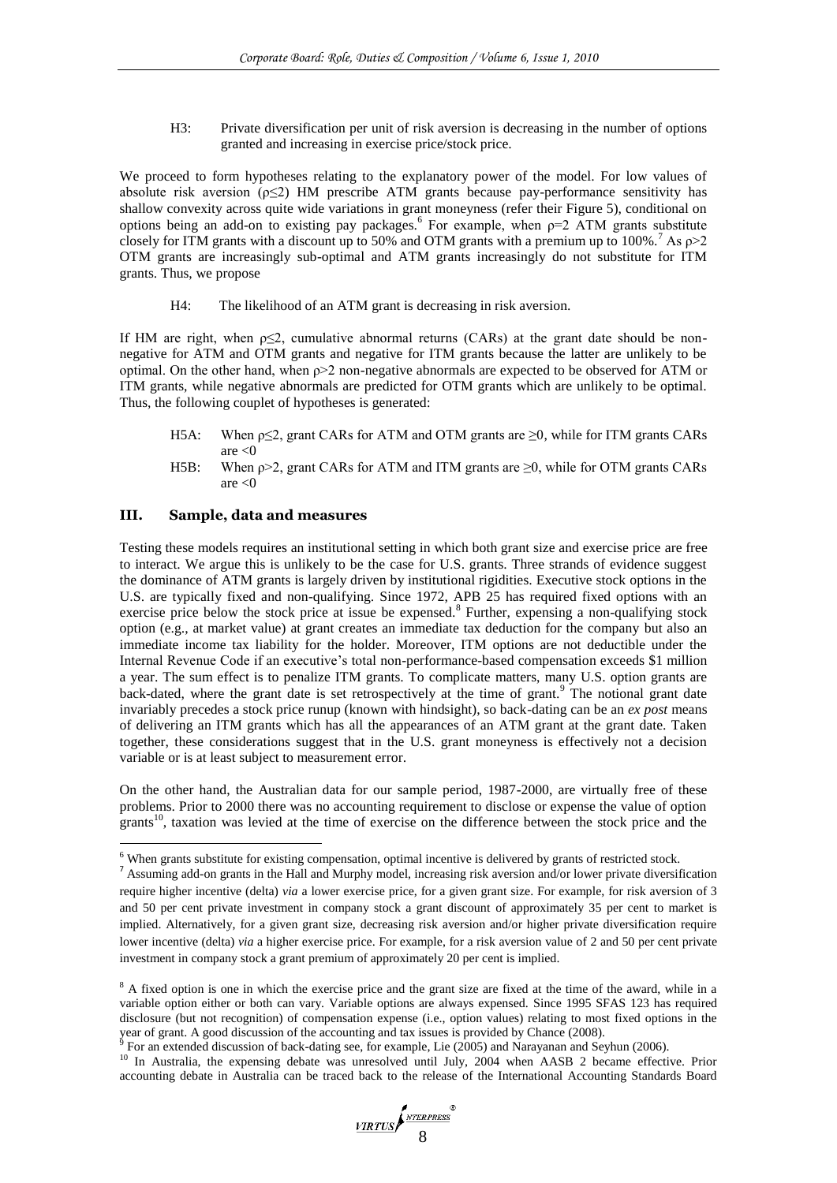H3: Private diversification per unit of risk aversion is decreasing in the number of options granted and increasing in exercise price/stock price.

We proceed to form hypotheses relating to the explanatory power of the model. For low values of absolute risk aversion ($\rho \leq 2$) HM prescribe ATM grants because pay-performance sensitivity has shallow convexity across quite wide variations in grant moneyness (refer their Figure 5), conditional on options being an add-on to existing pay packages.[6] For example, when $\rho=2$ ATM grants substitute closely for ITM grants with a discount up to 50% and OTM grants with a premium up to 100%.[7] As $\rho>2$ OTM grants are increasingly sub-optimal and ATM grants increasingly do not substitute for ITM grants. Thus, we propose

H4: The likelihood of an ATM grant is decreasing in risk aversion.

If HM are right, when $\rho \leq 2$, cumulative abnormal returns (CARs) at the grant date should be non-negative for ATM and OTM grants and negative for ITM grants because the latter are unlikely to be optimal. On the other hand, when $\rho>2$ non-negative abnormals are expected to be observed for ATM or ITM grants, while negative abnormals are predicted for OTM grants which are unlikely to be optimal. Thus, the following couplet of hypotheses is generated:

H5A: When $\rho \leq 2$, grant CARs for ATM and OTM grants are $\geq 0$, while for ITM grants CARs are $<0$

H5B: When $\rho>2$, grant CARs for ATM and ITM grants are $\geq 0$, while for OTM grants CARs are $<0$

## III. Sample, data and measures

Testing these models requires an institutional setting in which both grant size and exercise price are free to interact. We argue this is unlikely to be the case for U.S. grants. Three strands of evidence suggest the dominance of ATM grants is largely driven by institutional rigidities. Executive stock options in the U.S. are typically fixed and non-qualifying. Since 1972, APB 25 has required fixed options with an exercise price below the stock price at issue be expensed.[8] Further, expensing a non-qualifying stock option (e.g., at market value) at grant creates an immediate tax deduction for the company but also an immediate income tax liability for the holder. Moreover, ITM options are not deductible under the Internal Revenue Code if an executive's total non-performance-based compensation exceeds \$1 million a year. The sum effect is to penalize ITM grants. To complicate matters, many U.S. option grants are back-dated, where the grant date is set retrospectively at the time of grant.[9] The notional grant date invariably precedes a stock price runup (known with hindsight), so back-dating can be an *ex post* means of delivering an ITM grant which has all the appearances of an ATM grant at the grant date. Taken together, these considerations suggest that in the U.S. grant moneyness is effectively not a decision variable or is at least subject to measurement error.

On the other hand, the Australian data for our sample period, 1987-2000, are virtually free of these problems. Prior to 2000 there was no accounting requirement to disclose or expense the value of option grants[10], taxation was levied at the time of exercise on the difference between the stock price and the

---

[6] When grants substitute for existing compensation, optimal incentive is delivered by grants of restricted stock.

[7] Assuming add-on grants in the Hall and Murphy model, increasing risk aversion and/or lower private diversification require higher incentive (delta) *via* a lower exercise price, for a given grant size. For example, for risk aversion of 3 and 50 per cent private investment in company stock a grant discount of approximately 35 per cent to market is implied. Alternatively, for a given grant size, decreasing risk aversion and/or higher private diversification require lower incentive (delta) *via* a higher exercise price. For example, for a risk aversion value of 2 and 50 per cent private investment in company stock a grant premium of approximately 20 per cent is implied.

[8] A fixed option is one in which the exercise price and the grant size are fixed at the time of the award, while in a variable option either or both can vary. Variable options are always expensed. Since 1995 SFAS 123 has required disclosure (but not recognition) of compensation expense (i.e., option values) relating to most fixed options in the year of grant. A good discussion of the accounting and tax issues is provided by Chance (2008).

[9] For an extended discussion of back-dating see, for example, Lie (2005) and Narayanan and Seyhun (2006).

[10] In Australia, the expensing debate was unresolved until July, 2004 when AASB 2 became effective. Prior accounting debate in Australia can be traced back to the release of the International Accounting Standards Board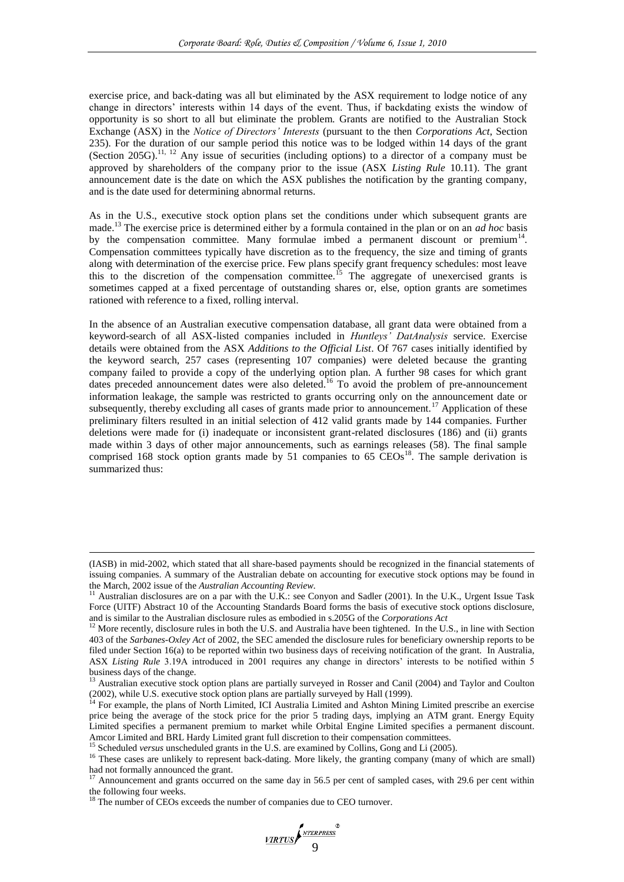exercise price, and back-dating was all but eliminated by the ASX requirement to lodge notice of any change in directors' interests within 14 days of the event. Thus, if backdating exists the window of opportunity is so short to all but eliminate the problem. Grants are notified to the Australian Stock Exchange (ASX) in the *Notice of Directors' Interests* (pursuant to the then *Corporations Act*, Section 235). For the duration of our sample period this notice was to be lodged within 14 days of the grant (Section 205G).[11, 12] Any issue of securities (including options) to a director of a company must be approved by shareholders of the company prior to the issue (ASX *Listing Rule* 10.11). The grant announcement date is the date on which the ASX publishes the notification by the granting company, and is the date used for determining abnormal returns.

As in the U.S., executive stock option plans set the conditions under which subsequent grants are made.[13] The exercise price is determined either by a formula contained in the plan or on an *ad hoc* basis by the compensation committee. Many formulae imbed a permanent discount or premium[14]. Compensation committees typically have discretion as to the frequency, the size and timing of grants along with determination of the exercise price. Few plans specify grant frequency schedules: most leave this to the discretion of the compensation committee.[15] The aggregate of unexercised grants is sometimes capped at a fixed percentage of outstanding shares or, else, option grants are sometimes rationed with reference to a fixed, rolling interval.

In the absence of an Australian executive compensation database, all grant data were obtained from a keyword-search of all ASX-listed companies included in *Huntleys' DatAnalysis* service. Exercise details were obtained from the ASX *Additions to the Official List*. Of 767 cases initially identified by the keyword search, 257 cases (representing 107 companies) were deleted because the granting company failed to provide a copy of the underlying option plan. A further 98 cases for which grant dates preceded announcement dates were also deleted.[16] To avoid the problem of pre-announcement information leakage, the sample was restricted to grants occurring only on the announcement date or subsequently, thereby excluding all cases of grants made prior to announcement.[17] Application of these preliminary filters resulted in an initial selection of 412 valid grants made by 144 companies. Further deletions were made for (i) inadequate or inconsistent grant-related disclosures (186) and (ii) grants made within 3 days of other major announcements, such as earnings releases (58). The final sample comprised 168 stock option grants made by 51 companies to 65 CEOs[18]. The sample derivation is summarized thus:

---

(IASB) in mid-2002, which stated that all share-based payments should be recognized in the financial statements of issuing companies. A summary of the Australian debate on accounting for executive stock options may be found in the March, 2002 issue of the *Australian Accounting Review*.

[11] Australian disclosures are on a par with the U.K.: see Conyon and Sadler (2001). In the U.K., Urgent Issue Task Force (UITF) Abstract 10 of the Accounting Standards Board forms the basis of executive stock options disclosure, and is similar to the Australian disclosure rules as embodied in s.205G of the *Corporations Act*

[12] More recently, disclosure rules in both the U.S. and Australia have been tightened. In the U.S., in line with Section 403 of the *Sarbanes-Oxley Act* of 2002, the SEC amended the disclosure rules for beneficiary ownership reports to be filed under Section 16(a) to be reported within two business days of receiving notification of the grant. In Australia, ASX *Listing Rule* 3.19A introduced in 2001 requires any change in directors' interests to be notified within 5 business days of the change.

[13] Australian executive stock option plans are partially surveyed in Rosser and Canil (2004) and Taylor and Coulton (2002), while U.S. executive stock option plans are partially surveyed by Hall (1999).

[14] For example, the plans of North Limited, ICI Australia Limited and Ashton Mining Limited prescribe an exercise price being the average of the stock price for the prior 5 trading days, implying an ATM grant. Energy Equity Limited specifies a permanent premium to market while Orbital Engine Limited specifies a permanent discount. Amcor Limited and BRL Hardy Limited grant full discretion to their compensation committees.

[15] Scheduled *versus* unscheduled grants in the U.S. are examined by Collins, Gong and Li (2005).

[16] These cases are unlikely to represent back-dating. More likely, the granting company (many of which are small) had not formally announced the grant.

[17] Announcement and grants occurred on the same day in 56.5 per cent of sampled cases, with 29.6 per cent within the following four weeks.

[18] The number of CEOs exceeds the number of companies due to CEO turnover.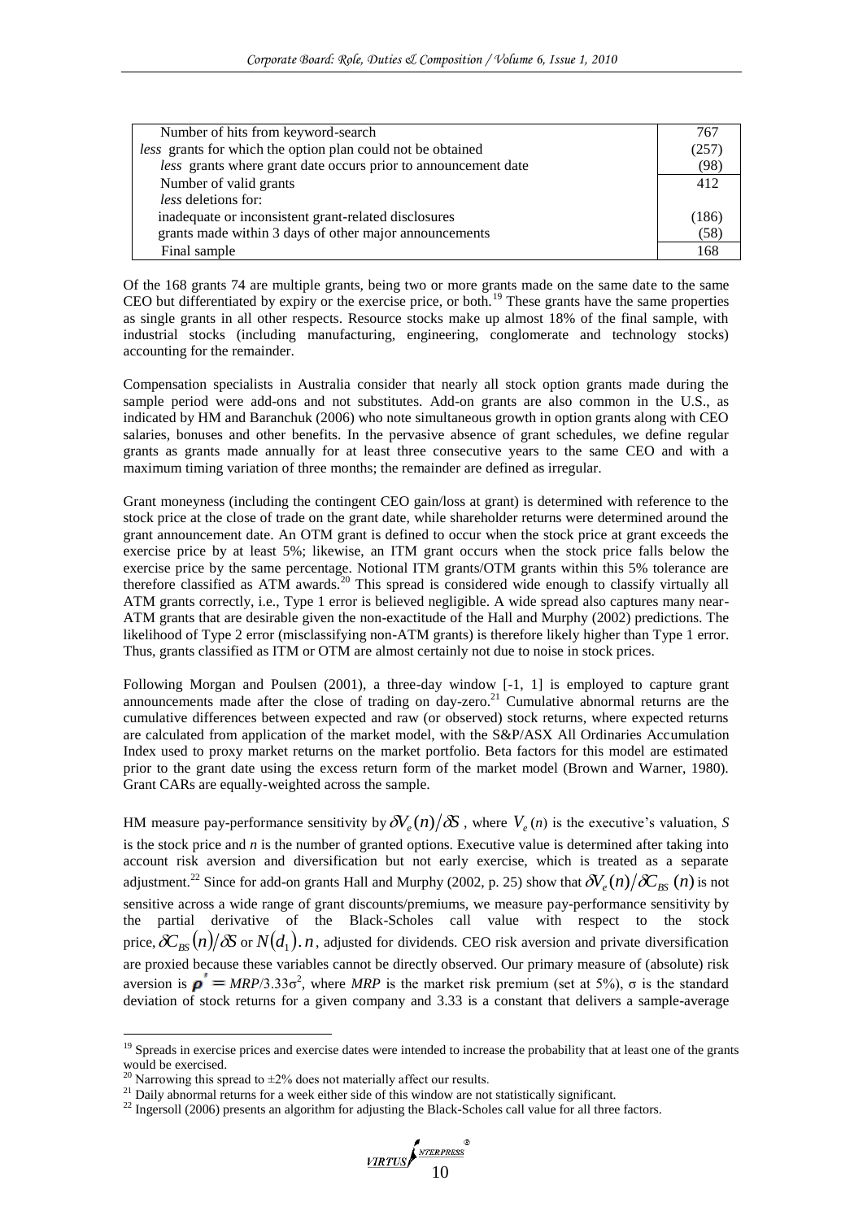| | |
|---|---|
| Number of hits from keyword-search | 767 |
| *less* grants for which the option plan could not be obtained | (257) |
| *less* grants where grant date occurs prior to announcement date | (98) |
| Number of valid grants | 412 |
| *less* deletions for: | |
| inadequate or inconsistent grant-related disclosures | (186) |
| grants made within 3 days of other major announcements | (58) |
| Final sample | 168 |

Of the 168 grants 74 are multiple grants, being two or more grants made on the same date to the same CEO but differentiated by expiry or the exercise price, or both.[19] These grants have the same properties as single grants in all other respects. Resource stocks make up almost 18% of the final sample, with industrial stocks (including manufacturing, engineering, conglomerate and technology stocks) accounting for the remainder.

Compensation specialists in Australia consider that nearly all stock option grants made during the sample period were add-ons and not substitutes. Add-on grants are also common in the U.S., as indicated by HM and Baranchuk (2006) who note simultaneous growth in option grants along with CEO salaries, bonuses and other benefits. In the pervasive absence of grant schedules, we define regular grants as grants made annually for at least three consecutive years to the same CEO and with a maximum timing variation of three months; the remainder are defined as irregular.

Grant moneyness (including the contingent CEO gain/loss at grant) is determined with reference to the stock price at the close of trade on the grant date, while shareholder returns were determined around the grant announcement date. An OTM grant is defined to occur when the stock price at grant exceeds the exercise price by at least 5%; likewise, an ITM grant occurs when the stock price falls below the exercise price by the same percentage. Notional ITM grants/OTM grants within this 5% tolerance are therefore classified as ATM awards.[20] This spread is considered wide enough to classify virtually all ATM grants correctly, i.e., Type 1 error is believed negligible. A wide spread also captures many near-ATM grants that are desirable given the non-exactitude of the Hall and Murphy (2002) predictions. The likelihood of Type 2 error (misclassifying non-ATM grants) is therefore likely higher than Type 1 error. Thus, grants classified as ITM or OTM are almost certainly not due to noise in stock prices.

Following Morgan and Poulsen (2001), a three-day window [-1, 1] is employed to capture grant announcements made after the close of trading on day-zero.[21] Cumulative abnormal returns are the cumulative differences between expected and raw (or observed) stock returns, where expected returns are calculated from application of the market model, with the S&P/ASX All Ordinaries Accumulation Index used to proxy market returns on the market portfolio. Beta factors for this model are estimated prior to the grant date using the excess return form of the market model (Brown and Warner, 1980). Grant CARs are equally-weighted across the sample.

HM measure pay-performance sensitivity by $\partial V_e(n)/\partial S$, where $V_e(n)$ is the executive's valuation, $S$ is the stock price and $n$ is the number of granted options. Executive value is determined after taking into account risk aversion and diversification but not early exercise, which is treated as a separate adjustment.[22] Since for add-on grants Hall and Murphy (2002, p. 25) show that $\partial V_e(n)/\partial C_{BS}(n)$ is not sensitive across a wide range of grant discounts/premiums, we measure pay-performance sensitivity by the partial derivative of the Black-Scholes call value with respect to the stock price, $\partial C_{BS}(n)/\partial S$ or $N(d_1).n$, adjusted for dividends. CEO risk aversion and private diversification are proxied because these variables cannot be directly observed. Our primary measure of (absolute) risk aversion is $\rho' = MRP/3.33\sigma^2$, where $MRP$ is the market risk premium (set at 5%), $\sigma$ is the standard deviation of stock returns for a given company and 3.33 is a constant that delivers a sample-average

[19] Spreads in exercise prices and exercise dates were intended to increase the probability that at least one of the grants would be exercised.

[20] Narrowing this spread to ±2% does not materially affect our results.

[21] Daily abnormal returns for a week either side of this window are not statistically significant.

[22] Ingersoll (2006) presents an algorithm for adjusting the Black-Scholes call value for all three factors.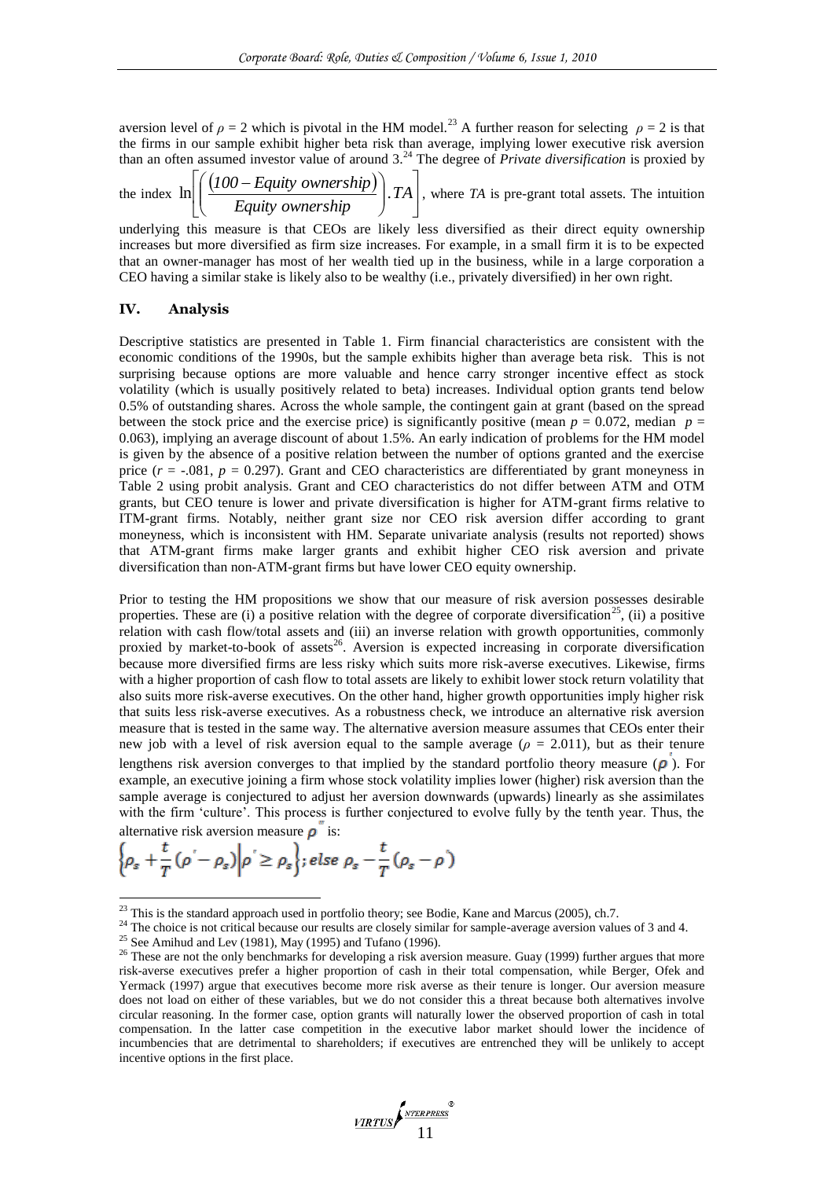aversion level of $\rho = 2$ which is pivotal in the HM model.[23] A further reason for selecting $\rho = 2$ is that the firms in our sample exhibit higher beta risk than average, implying lower executive risk aversion than an often assumed investor value of around 3.[24] The degree of *Private diversification* is proxied by the index $\ln\left[\left(\frac{(100 - Equity\ ownership)}{Equity\ ownership}\right).TA\right]$, where $TA$ is pre-grant total assets. The intuition underlying this measure is that CEOs are likely less diversified as their direct equity ownership increases but more diversified as firm size increases. For example, in a small firm it is to be expected that an owner-manager has most of her wealth tied up in the business, while in a large corporation a CEO having a similar stake is likely also to be wealthy (i.e., privately diversified) in her own right.

## IV. Analysis

Descriptive statistics are presented in Table 1. Firm financial characteristics are consistent with the economic conditions of the 1990s, but the sample exhibits higher than average beta risk. This is not surprising because options are more valuable and hence carry stronger incentive effect as stock volatility (which is usually positively related to beta) increases. Individual option grants tend below 0.5% of outstanding shares. Across the whole sample, the contingent gain at grant (based on the spread between the stock price and the exercise price) is significantly positive (mean $p = 0.072$, median $p = 0.063$), implying an average discount of about 1.5%. An early indication of problems for the HM model is given by the absence of a positive relation between the number of options granted and the exercise price ($r = -.081$, $p = 0.297$). Grant and CEO characteristics are differentiated by grant moneyness in Table 2 using probit analysis. Grant and CEO characteristics do not differ between ATM and OTM grants, but CEO tenure is lower and private diversification is higher for ATM-grant firms relative to ITM-grant firms. Notably, neither grant size nor CEO risk aversion differ according to grant moneyness, which is inconsistent with HM. Separate univariate analysis (results not reported) shows that ATM-grant firms make larger grants and exhibit higher CEO risk aversion and private diversification than non-ATM-grant firms but have lower CEO equity ownership.

Prior to testing the HM propositions we show that our measure of risk aversion possesses desirable properties. These are (i) a positive relation with the degree of corporate diversification[25], (ii) a positive relation with cash flow/total assets and (iii) an inverse relation with growth opportunities, commonly proxied by market-to-book of assets[26]. Aversion is expected increasing in corporate diversification because more diversified firms are less risky which suits more risk-averse executives. Likewise, firms with a higher proportion of cash flow to total assets are likely to exhibit lower stock return volatility that also suits more risk-averse executives. On the other hand, higher growth opportunities imply higher risk that suits less risk-averse executives. As a robustness check, we introduce an alternative risk aversion measure that is tested in the same way. The alternative aversion measure assumes that CEOs enter their new job with a level of risk aversion equal to the sample average ($\rho = 2.011$), but as their tenure lengthens risk aversion converges to that implied by the standard portfolio theory measure ($\rho'$). For example, an executive joining a firm whose stock volatility implies lower (higher) risk aversion than the sample average is conjectured to adjust her aversion downwards (upwards) linearly as she assimilates with the firm 'culture'. This process is further conjectured to evolve fully by the tenth year. Thus, the alternative risk aversion measure $\rho''$ is:

$$\left\{\rho_s + \frac{t}{T}(\rho' - \rho_s) \middle| \rho' \geq \rho_s\right\}; else\ \rho_s - \frac{t}{T}(\rho_s - \rho')$$

---

[23] This is the standard approach used in portfolio theory; see Bodie, Kane and Marcus (2005), ch.7.

[24] The choice is not critical because our results are closely similar for sample-average aversion values of 3 and 4.

[25] See Amihud and Lev (1981), May (1995) and Tufano (1996).

[26] These are not the only benchmarks for developing a risk aversion measure. Guay (1999) further argues that more risk-averse executives prefer a higher proportion of cash in their total compensation, while Berger, Ofek and Yermack (1997) argue that executives become more risk averse as their tenure is longer. Our aversion measure does not load on either of these variables, but we do not consider this a threat because both alternatives involve circular reasoning. In the former case, option grants will naturally lower the observed proportion of cash in total compensation. In the latter case competition in the executive labor market should lower the incidence of incumbencies that are detrimental to shareholders; if executives are entrenched they will be unlikely to accept incentive options in the first place.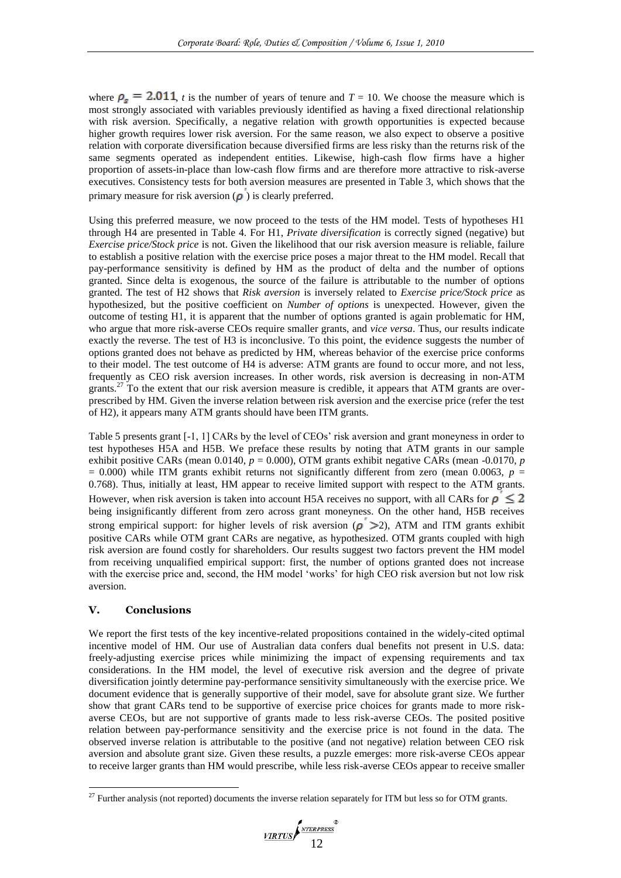where $\rho_s = 2.011$, $t$ is the number of years of tenure and $T = 10$. We choose the measure which is most strongly associated with variables previously identified as having a fixed directional relationship with risk aversion. Specifically, a negative relation with growth opportunities is expected because higher growth requires lower risk aversion. For the same reason, we also expect to observe a positive relation with corporate diversification because diversified firms are less risky than the returns risk of the same segments operated as independent entities. Likewise, high-cash flow firms have a higher proportion of assets-in-place than low-cash flow firms and are therefore more attractive to risk-averse executives. Consistency tests for both aversion measures are presented in Table 3, which shows that the primary measure for risk aversion ($\rho^{'}$) is clearly preferred.

Using this preferred measure, we now proceed to the tests of the HM model. Tests of hypotheses H1 through H4 are presented in Table 4. For H1, *Private diversification* is correctly signed (negative) but *Exercise price/Stock price* is not. Given the likelihood that our risk aversion measure is reliable, failure to establish a positive relation with the exercise price poses a major threat to the HM model. Recall that pay-performance sensitivity is defined by HM as the product of delta and the number of options granted. Since delta is exogenous, the source of the failure is attributable to the number of options granted. The test of H2 shows that *Risk aversion* is inversely related to *Exercise price/Stock price* as hypothesized, but the positive coefficient on *Number of options* is unexpected. However, given the outcome of testing H1, it is apparent that the number of options granted is again problematic for HM, who argue that more risk-averse CEOs require smaller grants, and *vice versa*. Thus, our results indicate exactly the reverse. The test of H3 is inconclusive. To this point, the evidence suggests the number of options granted does not behave as predicted by HM, whereas behavior of the exercise price conforms to their model. The test outcome of H4 is adverse: ATM grants are found to occur more, and not less, frequently as CEO risk aversion increases. In other words, risk aversion is decreasing in non-ATM grants.[27] To the extent that our risk aversion measure is credible, it appears that ATM grants are over-prescribed by HM. Given the inverse relation between risk aversion and the exercise price (refer the test of H2), it appears many ATM grants should have been ITM grants.

Table 5 presents grant [-1, 1] CARs by the level of CEOs' risk aversion and grant moneyness in order to test hypotheses H5A and H5B. We preface these results by noting that ATM grants in our sample exhibit positive CARs (mean 0.0140, $p = 0.000$), OTM grants exhibit negative CARs (mean -0.0170, $p = 0.000$) while ITM grants exhibit returns not significantly different from zero (mean 0.0063, $p = 0.768$). Thus, initially at least, HM appear to receive limited support with respect to the ATM grants. However, when risk aversion is taken into account H5A receives no support, with all CARs for $\rho^{'} \leq 2$ being insignificantly different from zero across grant moneyness. On the other hand, H5B receives strong empirical support: for higher levels of risk aversion ($\rho^{'} > 2$), ATM and ITM grants exhibit positive CARs while OTM grant CARs are negative, as hypothesized. OTM grants coupled with high risk aversion are found costly for shareholders. Our results suggest two factors prevent the HM model from receiving unqualified empirical support: first, the number of options granted does not increase with the exercise price and, second, the HM model 'works' for high CEO risk aversion but not low risk aversion.

## V. Conclusions

We report the first tests of the key incentive-related propositions contained in the widely-cited optimal incentive model of HM. Our use of Australian data confers dual benefits not present in U.S. data: freely-adjusting exercise prices while minimizing the impact of expensing requirements and tax considerations. In the HM model, the level of executive risk aversion and the degree of private diversification jointly determine pay-performance sensitivity simultaneously with the exercise price. We document evidence that is generally supportive of their model, save for absolute grant size. We further show that grant CARs tend to be supportive of exercise price choices for grants made to more risk-averse CEOs, but are not supportive of grants made to less risk-averse CEOs. The posited positive relation between pay-performance sensitivity and the exercise price is not found in the data. The observed inverse relation is attributable to the positive (and not negative) relation between CEO risk aversion and absolute grant size. Given these results, a puzzle emerges: more risk-averse CEOs appear to receive larger grants than HM would prescribe, while less risk-averse CEOs appear to receive smaller

[27] Further analysis (not reported) documents the inverse relation separately for ITM but less so for OTM grants.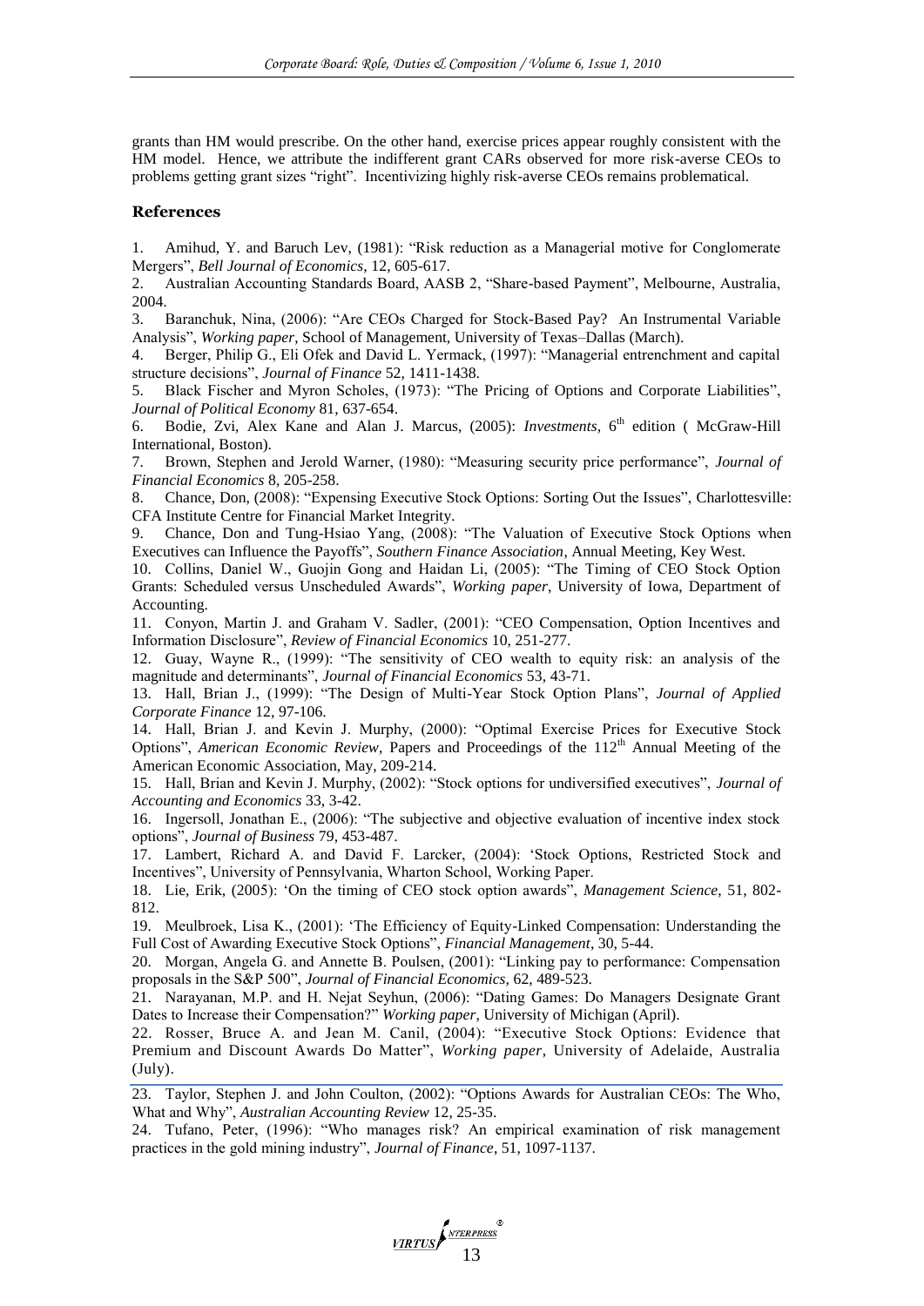grants than HM would prescribe. On the other hand, exercise prices appear roughly consistent with the HM model. Hence, we attribute the indifferent grant CARs observed for more risk-averse CEOs to problems getting grant sizes "right". Incentivizing highly risk-averse CEOs remains problematical.

## References

1. Amihud, Y. and Baruch Lev, (1981): "Risk reduction as a Managerial motive for Conglomerate Mergers", *Bell Journal of Economics*, 12, 605-617.
2. Australian Accounting Standards Board, AASB 2, "Share-based Payment", Melbourne, Australia, 2004.
3. Baranchuk, Nina, (2006): "Are CEOs Charged for Stock-Based Pay? An Instrumental Variable Analysis", *Working paper*, School of Management, University of Texas–Dallas (March).
4. Berger, Philip G., Eli Ofek and David L. Yermack, (1997): "Managerial entrenchment and capital structure decisions", *Journal of Finance* 52, 1411-1438.
5. Black Fischer and Myron Scholes, (1973): "The Pricing of Options and Corporate Liabilities", *Journal of Political Economy* 81, 637-654.
6. Bodie, Zvi, Alex Kane and Alan J. Marcus, (2005): *Investments*, 6th edition ( McGraw-Hill International, Boston).
7. Brown, Stephen and Jerold Warner, (1980): "Measuring security price performance", *Journal of Financial Economics* 8, 205-258.
8. Chance, Don, (2008): "Expensing Executive Stock Options: Sorting Out the Issues", Charlottesville: CFA Institute Centre for Financial Market Integrity.
9. Chance, Don and Tung-Hsiao Yang, (2008): "The Valuation of Executive Stock Options when Executives can Influence the Payoffs", *Southern Finance Association*, Annual Meeting, Key West.
10. Collins, Daniel W., Guojin Gong and Haidan Li, (2005): "The Timing of CEO Stock Option Grants: Scheduled versus Unscheduled Awards", *Working paper*, University of Iowa, Department of Accounting.
11. Conyon, Martin J. and Graham V. Sadler, (2001): "CEO Compensation, Option Incentives and Information Disclosure", *Review of Financial Economics* 10, 251-277.
12. Guay, Wayne R., (1999): "The sensitivity of CEO wealth to equity risk: an analysis of the magnitude and determinants", *Journal of Financial Economics* 53, 43-71.
13. Hall, Brian J., (1999): "The Design of Multi-Year Stock Option Plans", *Journal of Applied Corporate Finance* 12, 97-106.
14. Hall, Brian J. and Kevin J. Murphy, (2000): "Optimal Exercise Prices for Executive Stock Options", *American Economic Review*, Papers and Proceedings of the 112th Annual Meeting of the American Economic Association, May, 209-214.
15. Hall, Brian and Kevin J. Murphy, (2002): "Stock options for undiversified executives", *Journal of Accounting and Economics* 33, 3-42.
16. Ingersoll, Jonathan E., (2006): "The subjective and objective evaluation of incentive index stock options", *Journal of Business* 79, 453-487.
17. Lambert, Richard A. and David F. Larcker, (2004): 'Stock Options, Restricted Stock and Incentives", University of Pennsylvania, Wharton School, Working Paper.
18. Lie, Erik, (2005): 'On the timing of CEO stock option awards", *Management Science*, 51, 802-812.
19. Meulbroek, Lisa K., (2001): 'The Efficiency of Equity-Linked Compensation: Understanding the Full Cost of Awarding Executive Stock Options", *Financial Management*, 30, 5-44.
20. Morgan, Angela G. and Annette B. Poulsen, (2001): "Linking pay to performance: Compensation proposals in the S&P 500", *Journal of Financial Economics*, 62, 489-523.
21. Narayanan, M.P. and H. Nejat Seyhun, (2006): "Dating Games: Do Managers Designate Grant Dates to Increase their Compensation?" *Working paper*, University of Michigan (April).
22. Rosser, Bruce A. and Jean M. Canil, (2004): "Executive Stock Options: Evidence that Premium and Discount Awards Do Matter", *Working paper*, University of Adelaide, Australia (July).
23. Taylor, Stephen J. and John Coulton, (2002): "Options Awards for Australian CEOs: The Who, What and Why", *Australian Accounting Review* 12, 25-35.
24. Tufano, Peter, (1996): "Who manages risk? An empirical examination of risk management practices in the gold mining industry", *Journal of Finance*, 51, 1097-1137.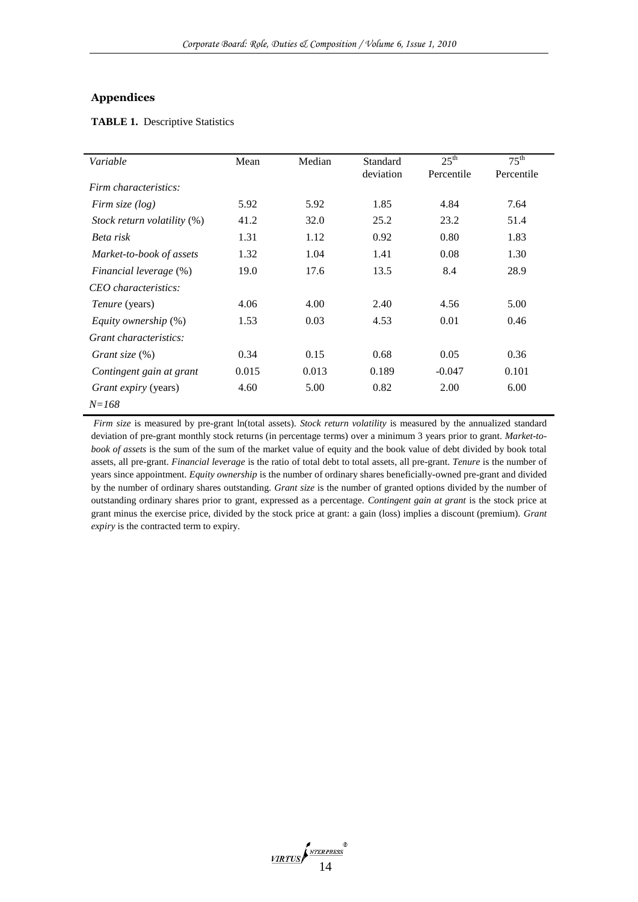## Appendices

**TABLE 1.** Descriptive Statistics

| *Variable* | Mean | Median | Standard deviation | 25th Percentile | 75th Percentile |
|---|---|---|---|---|---|
| *Firm characteristics:* | | | | | |
| *Firm size (log)* | 5.92 | 5.92 | 1.85 | 4.84 | 7.64 |
| *Stock return volatility* (%) | 41.2 | 32.0 | 25.2 | 23.2 | 51.4 |
| *Beta risk* | 1.31 | 1.12 | 0.92 | 0.80 | 1.83 |
| *Market-to-book of assets* | 1.32 | 1.04 | 1.41 | 0.08 | 1.30 |
| *Financial leverage* (%) | 19.0 | 17.6 | 13.5 | 8.4 | 28.9 |
| *CEO characteristics:* | | | | | |
| *Tenure* (years) | 4.06 | 4.00 | 2.40 | 4.56 | 5.00 |
| *Equity ownership* (%) | 1.53 | 0.03 | 4.53 | 0.01 | 0.46 |
| *Grant characteristics:* | | | | | |
| *Grant size* (%) | 0.34 | 0.15 | 0.68 | 0.05 | 0.36 |
| *Contingent gain at grant* | 0.015 | 0.013 | 0.189 | -0.047 | 0.101 |
| *Grant expiry* (years) | 4.60 | 5.00 | 0.82 | 2.00 | 6.00 |
| *N=168* | | | | | |

*Firm size* is measured by pre-grant ln(total assets). *Stock return volatility* is measured by the annualized standard deviation of pre-grant monthly stock returns (in percentage terms) over a minimum 3 years prior to grant. *Market-to-book of assets* is the sum of the sum of the market value of equity and the book value of debt divided by book total assets, all pre-grant. *Financial leverage* is the ratio of total debt to total assets, all pre-grant. *Tenure* is the number of years since appointment. *Equity ownership* is the number of ordinary shares beneficially-owned pre-grant and divided by the number of ordinary shares outstanding. *Grant size* is the number of granted options divided by the number of outstanding ordinary shares prior to grant, expressed as a percentage. *Contingent gain at grant* is the stock price at grant minus the exercise price, divided by the stock price at grant: a gain (loss) implies a discount (premium). *Grant expiry* is the contracted term to expiry.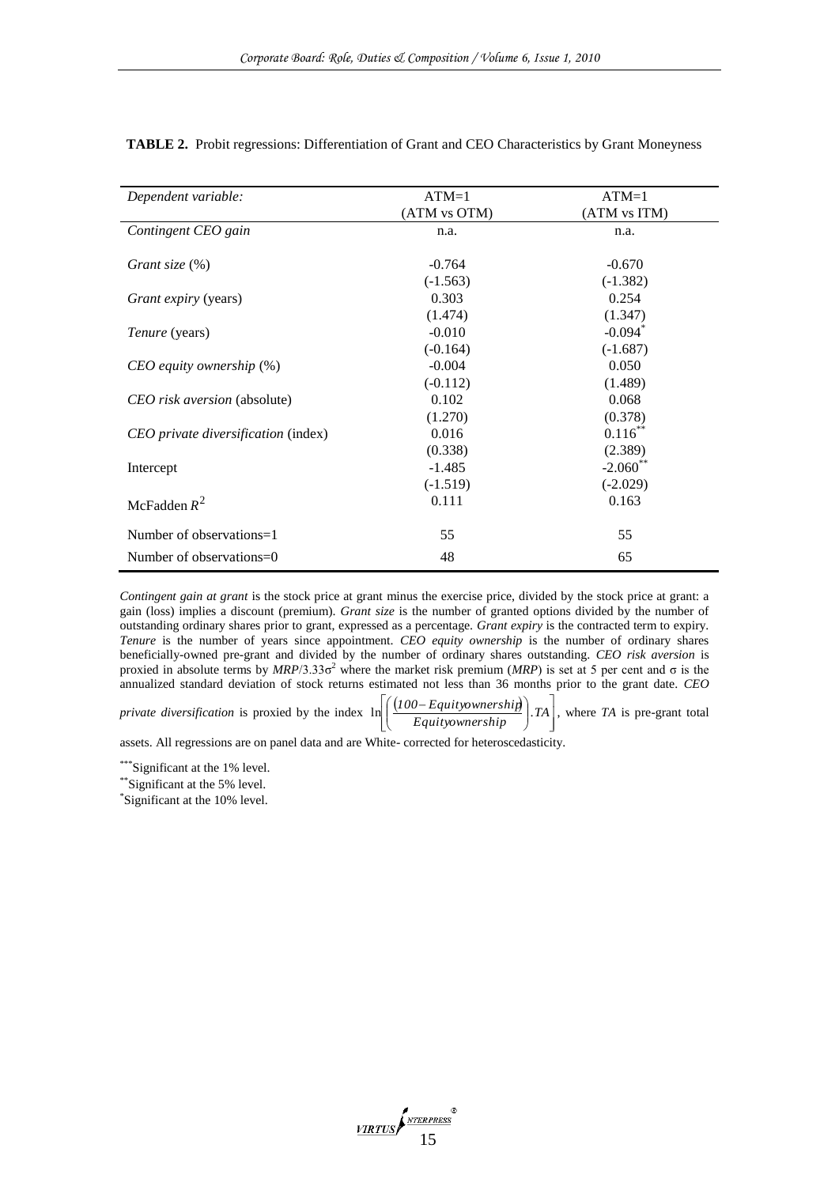**TABLE 2.** Probit regressions: Differentiation of Grant and CEO Characteristics by Grant Moneyness

| *Dependent variable:* | ATM=1 (ATM vs OTM) | ATM=1 (ATM vs ITM) |
|---|---|---|
| *Contingent CEO gain* | n.a. | n.a. |
| *Grant size* (%) | -0.764 | -0.670 |
| | (-1.563) | (-1.382) |
| *Grant expiry* (years) | 0.303 | 0.254 |
| | (1.474) | (1.347) |
| *Tenure* (years) | -0.010 | -0.094* |
| | (-0.164) | (-1.687) |
| *CEO equity ownership* (%) | -0.004 | 0.050 |
| | (-0.112) | (1.489) |
| *CEO risk aversion* (absolute) | 0.102 | 0.068 |
| | (1.270) | (0.378) |
| *CEO private diversification* (index) | 0.016 | 0.116** |
| | (0.338) | (2.389) |
| Intercept | -1.485 | -2.060** |
| | (-1.519) | (-2.029) |
| McFadden $R^2$ | 0.111 | 0.163 |
| Number of observations=1 | 55 | 55 |
| Number of observations=0 | 48 | 65 |

*Contingent gain at grant* is the stock price at grant minus the exercise price, divided by the stock price at grant: a gain (loss) implies a discount (premium). *Grant size* is the number of granted options divided by the number of outstanding ordinary shares prior to grant, expressed as a percentage. *Grant expiry* is the contracted term to expiry. *Tenure* is the number of years since appointment. *CEO equity ownership* is the number of ordinary shares beneficially-owned pre-grant and divided by the number of ordinary shares outstanding. *CEO risk aversion* is proxied in absolute terms by $MRP/3.33\sigma^2$ where the market risk premium (*MRP*) is set at 5 per cent and $\sigma$ is the annualized standard deviation of stock returns estimated not less than 36 months prior to the grant date. *CEO private diversification* is proxied by the index $\ln\left[\left(\frac{(100 - Equity ownership)}{Equity ownership}\right).TA\right]$, where *TA* is pre-grant total assets. All regressions are on panel data and are White- corrected for heteroscedasticity.

***Significant at the 1% level.

**Significant at the 5% level.

*Significant at the 10% level.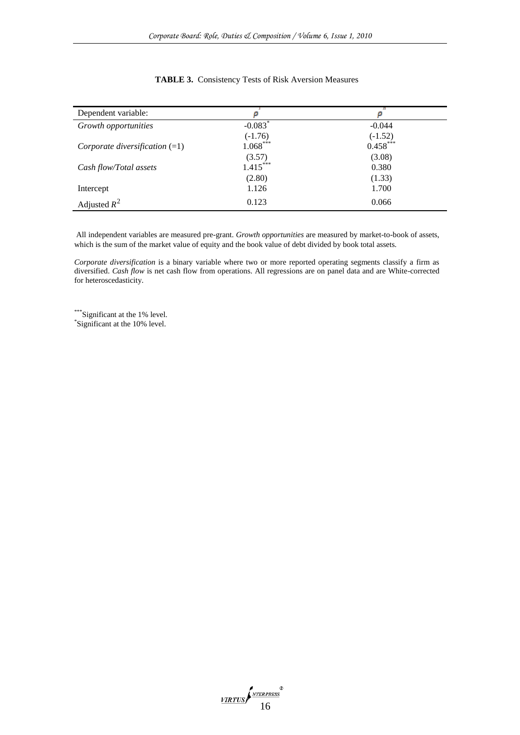**TABLE 3.** Consistency Tests of Risk Aversion Measures

| Dependent variable: | $\rho^{I}$ | $\rho^{II}$ |
|---|---|---|
| *Growth opportunities* | -0.083* | -0.044 |
| | (-1.76) | (-1.52) |
| *Corporate diversification* (=1) | 1.068*** | 0.458*** |
| | (3.57) | (3.08) |
| *Cash flow/Total assets* | 1.415*** | 0.380 |
| | (2.80) | (1.33) |
| Intercept | 1.126 | 1.700 |
| Adjusted $R^2$ | 0.123 | 0.066 |

All independent variables are measured pre-grant. *Growth opportunities* are measured by market-to-book of assets, which is the sum of the market value of equity and the book value of debt divided by book total assets.

*Corporate diversification* is a binary variable where two or more reported operating segments classify a firm as diversified. *Cash flow* is net cash flow from operations. All regressions are on panel data and are White-corrected for heteroscedasticity.

***Significant at the 1% level.
*Significant at the 10% level.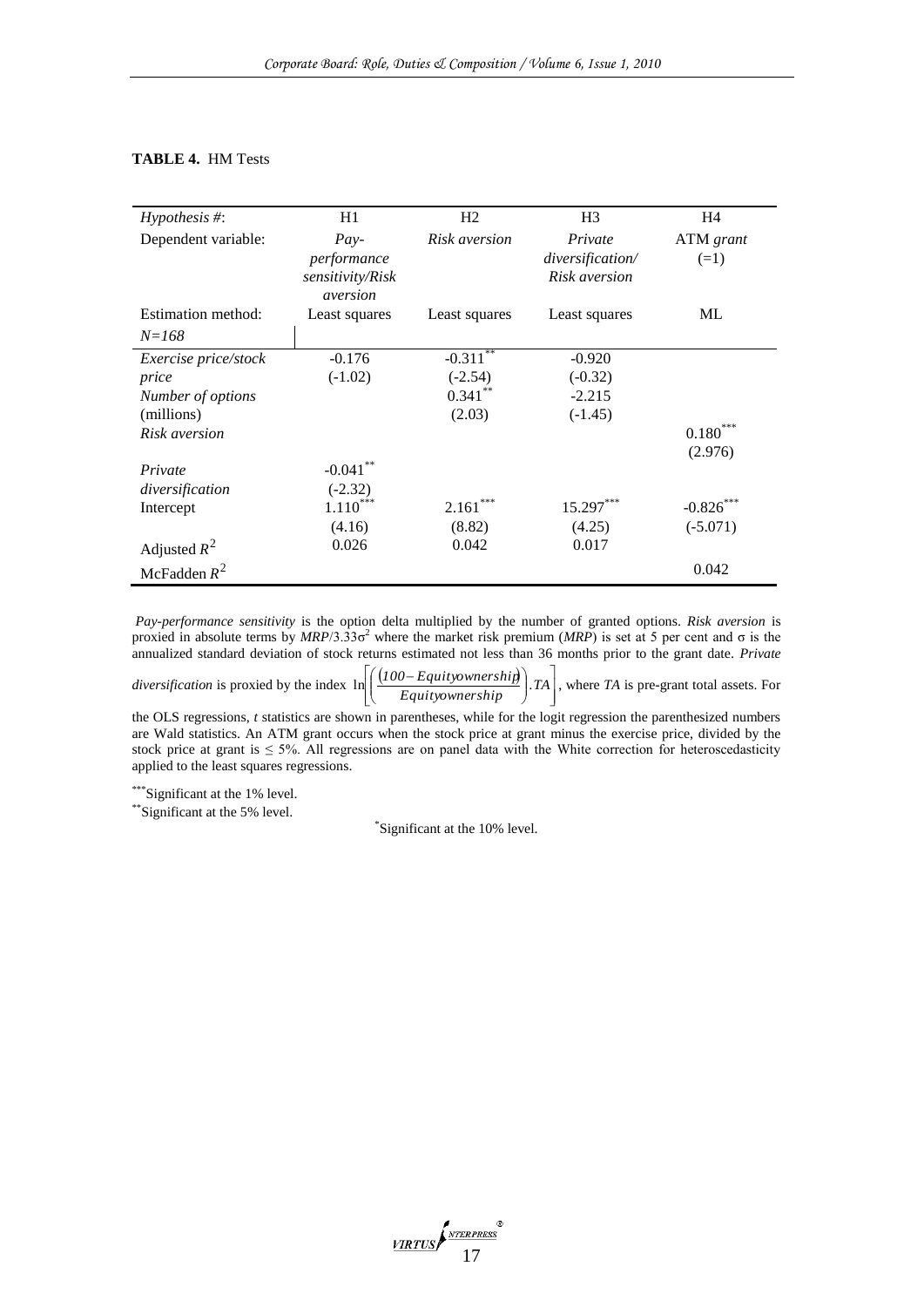**TABLE 4.** HM Tests

| *Hypothesis #*: | H1 | H2 | H3 | H4 |
|---|---|---|---|---|
| Dependent variable: | *Pay-performance sensitivity/Risk aversion* | *Risk aversion* | *Private diversification/ Risk aversion* | ATM *grant* (=1) |
| Estimation method: | Least squares | Least squares | Least squares | ML |
| *N=168* | | | | |
| *Exercise price/stock price* | -0.176 | -0.311** | -0.920 | |
| | (-1.02) | (-2.54) | (-0.32) | |
| *Number of options* (millions) | | 0.341** | -2.215 | |
| | | (2.03) | (-1.45) | |
| *Risk aversion* | | | | 0.180*** |
| | | | | (2.976) |
| *Private diversification* | -0.041** | | | |
| | (-2.32) | | | |
| Intercept | 1.110*** | 2.161*** | 15.297*** | -0.826*** |
| | (4.16) | (8.82) | (4.25) | (-5.071) |
| Adjusted $R^2$ | 0.026 | 0.042 | 0.017 | |
| McFadden $R^2$ | | | | 0.042 |

*Pay-performance sensitivity* is the option delta multiplied by the number of granted options. *Risk aversion* is proxied in absolute terms by $MRP/3.33\sigma^2$ where the market risk premium (*MRP*) is set at 5 per cent and $\sigma$ is the annualized standard deviation of stock returns estimated not less than 36 months prior to the grant date. *Private diversification* is proxied by the index $\ln\left[\left(\frac{(100 - Equity ownership)}{Equity ownership}\right).TA\right]$, where *TA* is pre-grant total assets. For the OLS regressions, *t* statistics are shown in parentheses, while for the logit regression the parenthesized numbers are Wald statistics. An ATM grant occurs when the stock price at grant minus the exercise price, divided by the stock price at grant is $\leq$ 5%. All regressions are on panel data with the White correction for heteroscedasticity applied to the least squares regressions.

***Significant at the 1% level.
**Significant at the 5% level.
*Significant at the 10% level.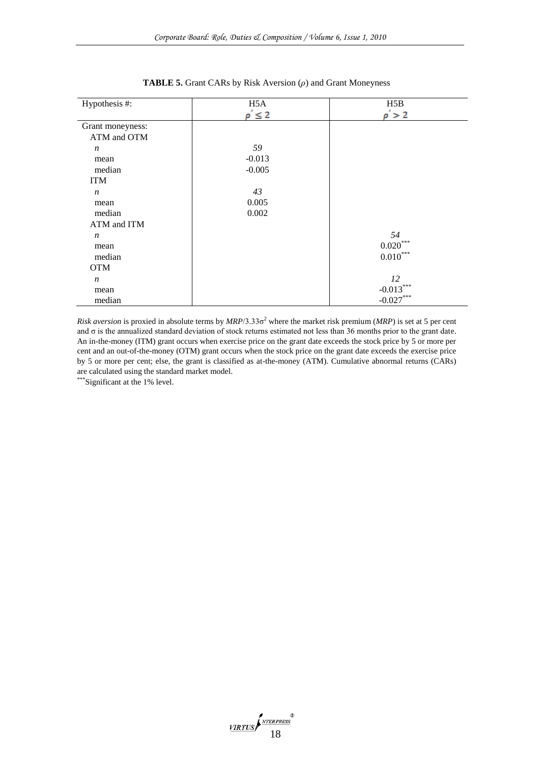**TABLE 5.** Grant CARs by Risk Aversion ($\rho$) and Grant Moneyness

| Hypothesis #: | H5A $\rho' \leq 2$ | H5B $\rho' > 2$ |
|---|---|---|
| Grant moneyness: | | |
| ATM and OTM | | |
| *n* | *59* | |
| mean | -0.013 | |
| median | -0.005 | |
| ITM | | |
| *n* | *43* | |
| mean | 0.005 | |
| median | 0.002 | |
| ATM and ITM | | |
| *n* | | *54* |
| mean | | $0.020^{***}$ |
| median | | $0.010^{***}$ |
| OTM | | |
| *n* | | *12* |
| mean | | $-0.013^{***}$ |
| median | | $-0.027^{***}$ |

*Risk aversion* is proxied in absolute terms by $MRP/3.33\sigma^2$ where the market risk premium (*MRP*) is set at 5 per cent and $\sigma$ is the annualized standard deviation of stock returns estimated not less than 36 months prior to the grant date. An in-the-money (ITM) grant occurs when exercise price on the grant date exceeds the stock price by 5 or more per cent and an out-of-the-money (OTM) grant occurs when the stock price on the grant date exceeds the exercise price by 5 or more per cent; else, the grant is classified as at-the-money (ATM). Cumulative abnormal returns (CARs) are calculated using the standard market model.

$^{***}$Significant at the 1% level.